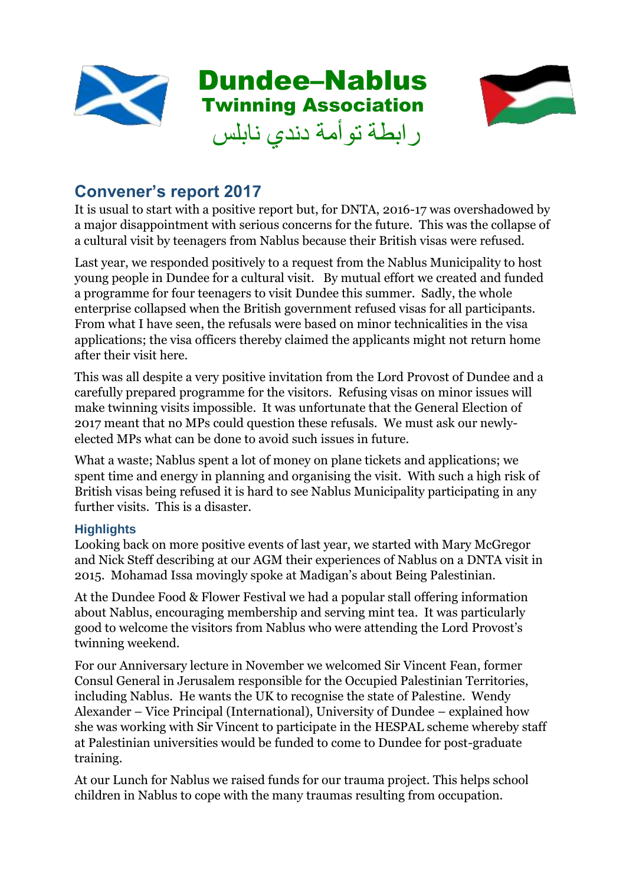# Dundee–Nablus
## Twinning Association
رابطة توأمة دندي نابلس

## Convener's report 2017

It is usual to start with a positive report but, for DNTA, 2016-17 was overshadowed by a major disappointment with serious concerns for the future. This was the collapse of a cultural visit by teenagers from Nablus because their British visas were refused.

Last year, we responded positively to a request from the Nablus Municipality to host young people in Dundee for a cultural visit. By mutual effort we created and funded a programme for four teenagers to visit Dundee this summer. Sadly, the whole enterprise collapsed when the British government refused visas for all participants. From what I have seen, the refusals were based on minor technicalities in the visa applications; the visa officers thereby claimed the applicants might not return home after their visit here.

This was all despite a very positive invitation from the Lord Provost of Dundee and a carefully prepared programme for the visitors. Refusing visas on minor issues will make twinning visits impossible. It was unfortunate that the General Election of 2017 meant that no MPs could question these refusals. We must ask our newly-elected MPs what can be done to avoid such issues in future.

What a waste; Nablus spent a lot of money on plane tickets and applications; we spent time and energy in planning and organising the visit. With such a high risk of British visas being refused it is hard to see Nablus Municipality participating in any further visits. This is a disaster.

### Highlights

Looking back on more positive events of last year, we started with Mary McGregor and Nick Steff describing at our AGM their experiences of Nablus on a DNTA visit in 2015. Mohamad Issa movingly spoke at Madigan's about Being Palestinian.

At the Dundee Food & Flower Festival we had a popular stall offering information about Nablus, encouraging membership and serving mint tea. It was particularly good to welcome the visitors from Nablus who were attending the Lord Provost's twinning weekend.

For our Anniversary lecture in November we welcomed Sir Vincent Fean, former Consul General in Jerusalem responsible for the Occupied Palestinian Territories, including Nablus. He wants the UK to recognise the state of Palestine. Wendy Alexander – Vice Principal (International), University of Dundee – explained how she was working with Sir Vincent to participate in the HESPAL scheme whereby staff at Palestinian universities would be funded to come to Dundee for post-graduate training.

At our Lunch for Nablus we raised funds for our trauma project. This helps school children in Nablus to cope with the many traumas resulting from occupation.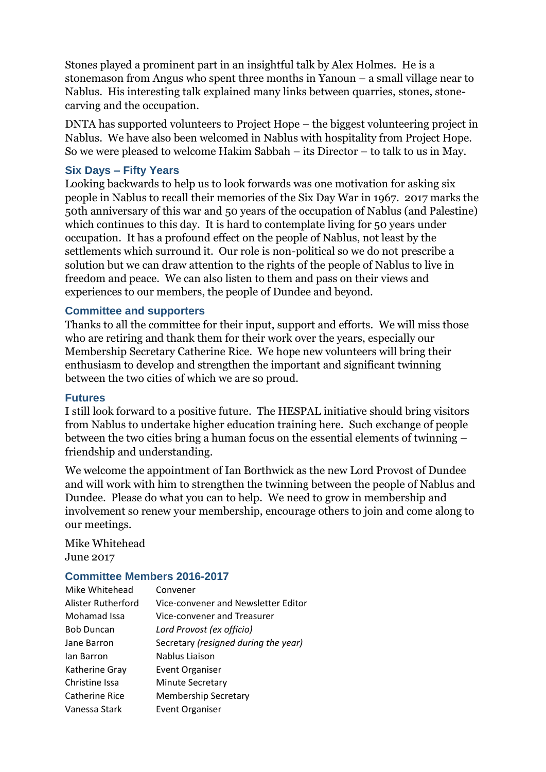Stones played a prominent part in an insightful talk by Alex Holmes. He is a stonemason from Angus who spent three months in Yanoun – a small village near to Nablus. His interesting talk explained many links between quarries, stones, stone-carving and the occupation.

DNTA has supported volunteers to Project Hope – the biggest volunteering project in Nablus. We have also been welcomed in Nablus with hospitality from Project Hope. So we were pleased to welcome Hakim Sabbah – its Director – to talk to us in May.

### Six Days – Fifty Years

Looking backwards to help us to look forwards was one motivation for asking six people in Nablus to recall their memories of the Six Day War in 1967. 2017 marks the 50th anniversary of this war and 50 years of the occupation of Nablus (and Palestine) which continues to this day. It is hard to contemplate living for 50 years under occupation. It has a profound effect on the people of Nablus, not least by the settlements which surround it. Our role is non-political so we do not prescribe a solution but we can draw attention to the rights of the people of Nablus to live in freedom and peace. We can also listen to them and pass on their views and experiences to our members, the people of Dundee and beyond.

### Committee and supporters

Thanks to all the committee for their input, support and efforts. We will miss those who are retiring and thank them for their work over the years, especially our Membership Secretary Catherine Rice. We hope new volunteers will bring their enthusiasm to develop and strengthen the important and significant twinning between the two cities of which we are so proud.

### Futures

I still look forward to a positive future. The HESPAL initiative should bring visitors from Nablus to undertake higher education training here. Such exchange of people between the two cities bring a human focus on the essential elements of twinning – friendship and understanding.

We welcome the appointment of Ian Borthwick as the new Lord Provost of Dundee and will work with him to strengthen the twinning between the people of Nablus and Dundee. Please do what you can to help. We need to grow in membership and involvement so renew your membership, encourage others to join and come along to our meetings.

Mike Whitehead
June 2017

### Committee Members 2016-2017

| | |
|---|---|
| Mike Whitehead | Convener |
| Alister Rutherford | Vice-convener and Newsletter Editor |
| Mohamad Issa | Vice-convener and Treasurer |
| Bob Duncan | *Lord Provost (ex officio)* |
| Jane Barron | Secretary *(resigned during the year)* |
| Ian Barron | Nablus Liaison |
| Katherine Gray | Event Organiser |
| Christine Issa | Minute Secretary |
| Catherine Rice | Membership Secretary |
| Vanessa Stark | Event Organiser |